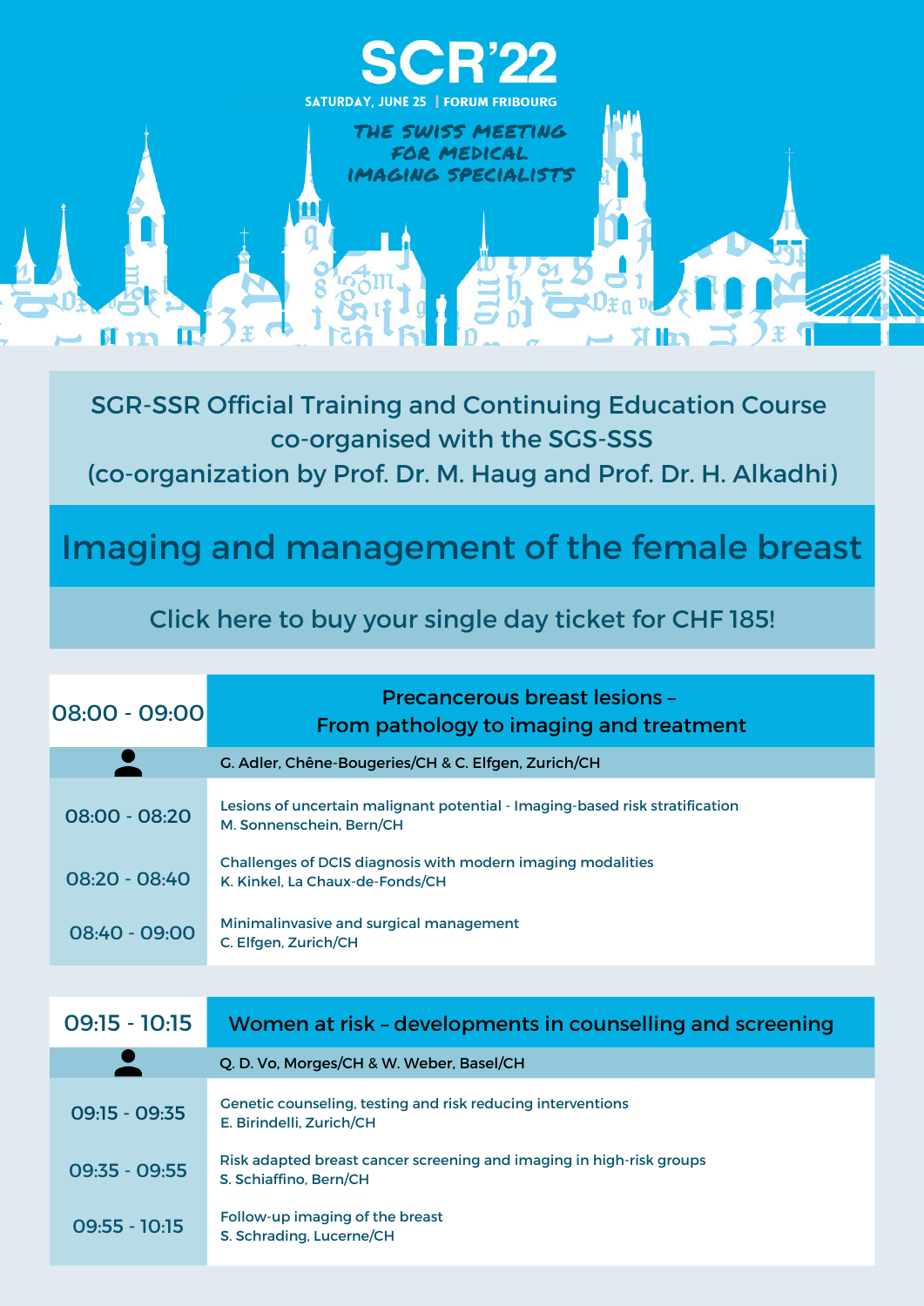# SCR'22

SATURDAY, JUNE 25 | FORUM FRIBOURG

THE SWISS MEETING FOR MEDICAL IMAGING SPECIALISTS

SGR-SSR Official Training and Continuing Education Course co-organised with the SGS-SSS (co-organization by Prof. Dr. M. Haug and Prof. Dr. H. Alkadhi)

## Imaging and management of the female breast

Click here to buy your single day ticket for CHF 185!

| 08:00 - 09:00 | Precancerous breast lesions – From pathology to imaging and treatment |
|---|---|
| | G. Adler, Chêne-Bougeries/CH & C. Elfgen, Zurich/CH |
| 08:00 - 08:20 | Lesions of uncertain malignant potential - Imaging-based risk stratification<br>M. Sonnenschein, Bern/CH |
| 08:20 - 08:40 | Challenges of DCIS diagnosis with modern imaging modalities<br>K. Kinkel, La Chaux-de-Fonds/CH |
| 08:40 - 09:00 | Minimalinvasive and surgical management<br>C. Elfgen, Zurich/CH |

| 09:15 - 10:15 | Women at risk – developments in counselling and screening |
|---|---|
| | Q. D. Vo, Morges/CH & W. Weber, Basel/CH |
| 09:15 - 09:35 | Genetic counseling, testing and risk reducing interventions<br>E. Birindelli, Zurich/CH |
| 09:35 - 09:55 | Risk adapted breast cancer screening and imaging in high-risk groups<br>S. Schiaffino, Bern/CH |
| 09:55 - 10:15 | Follow-up imaging of the breast<br>S. Schrading, Lucerne/CH |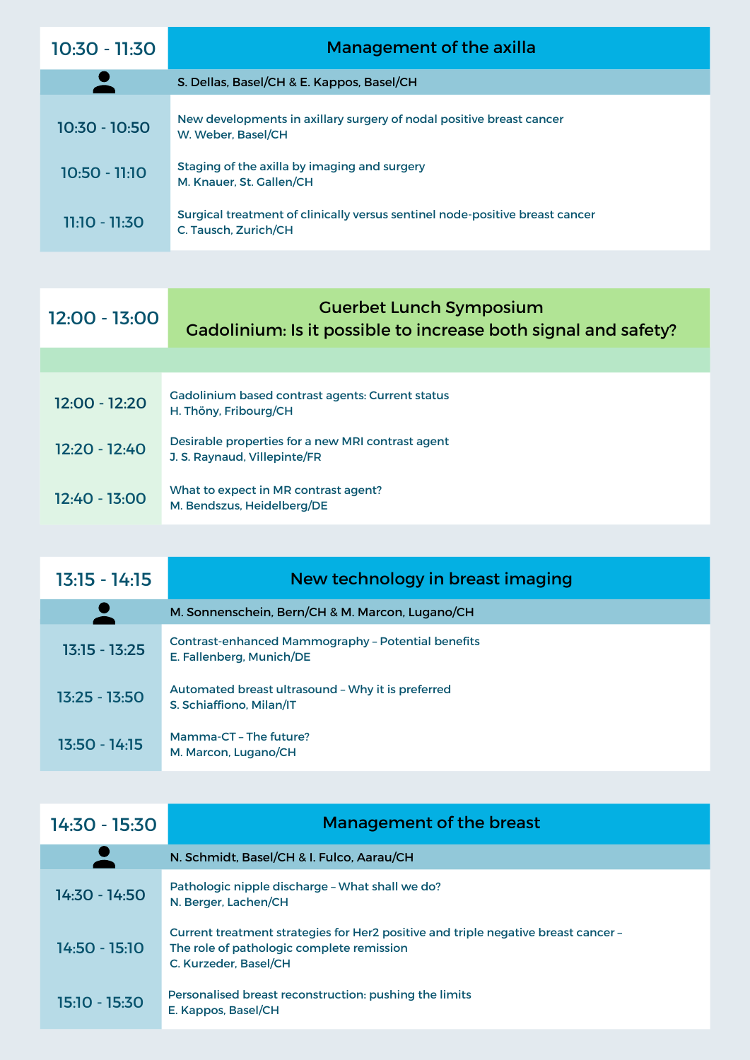## 10:30 - 11:30 Management of the axilla

S. Dellas, Basel/CH & E. Kappos, Basel/CH

| | |
|---|---|
| 10:30 - 10:50 | New developments in axillary surgery of nodal positive breast cancer<br>W. Weber, Basel/CH |
| 10:50 - 11:10 | Staging of the axilla by imaging and surgery<br>M. Knauer, St. Gallen/CH |
| 11:10 - 11:30 | Surgical treatment of clinically versus sentinel node-positive breast cancer<br>C. Tausch, Zurich/CH |

## 12:00 - 13:00 Guerbet Lunch Symposium
## Gadolinium: Is it possible to increase both signal and safety?

| | |
|---|---|
| 12:00 - 12:20 | Gadolinium based contrast agents: Current status<br>H. Thöny, Fribourg/CH |
| 12:20 - 12:40 | Desirable properties for a new MRI contrast agent<br>J. S. Raynaud, Villepinte/FR |
| 12:40 - 13:00 | What to expect in MR contrast agent?<br>M. Bendszus, Heidelberg/DE |

## 13:15 - 14:15 New technology in breast imaging

M. Sonnenschein, Bern/CH & M. Marcon, Lugano/CH

| | |
|---|---|
| 13:15 - 13:25 | Contrast-enhanced Mammography – Potential benefits<br>E. Fallenberg, Munich/DE |
| 13:25 - 13:50 | Automated breast ultrasound – Why it is preferred<br>S. Schiaffiono, Milan/IT |
| 13:50 - 14:15 | Mamma-CT – The future?<br>M. Marcon, Lugano/CH |

## 14:30 - 15:30 Management of the breast

N. Schmidt, Basel/CH & I. Fulco, Aarau/CH

| | |
|---|---|
| 14:30 - 14:50 | Pathologic nipple discharge – What shall we do?<br>N. Berger, Lachen/CH |
| 14:50 - 15:10 | Current treatment strategies for Her2 positive and triple negative breast cancer – The role of pathologic complete remission<br>C. Kurzeder, Basel/CH |
| 15:10 - 15:30 | Personalised breast reconstruction: pushing the limits<br>E. Kappos, Basel/CH |